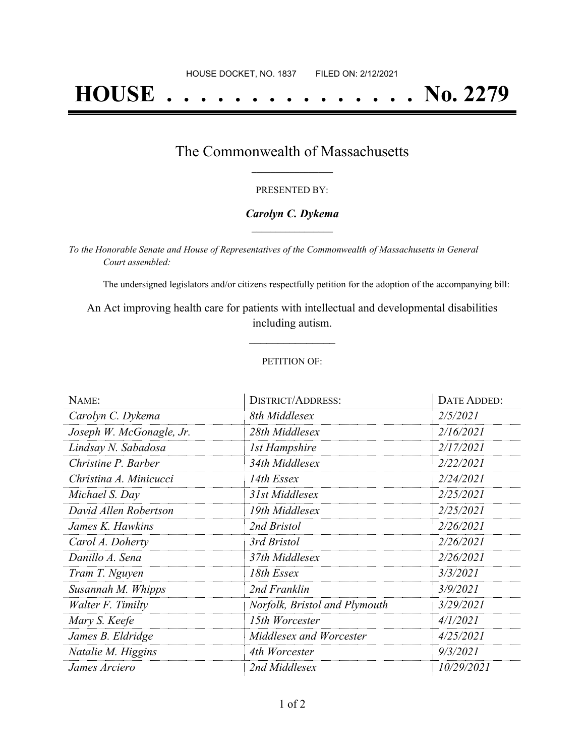HOUSE DOCKET, NO. 1837 FILED ON: 2/12/2021

# HOUSE . . . . . . . . . . . . . . . No. 2279

## The Commonwealth of Massachusetts

PRESENTED BY:

***Carolyn C. Dykema***

*To the Honorable Senate and House of Representatives of the Commonwealth of Massachusetts in General Court assembled:*

The undersigned legislators and/or citizens respectfully petition for the adoption of the accompanying bill:

An Act improving health care for patients with intellectual and developmental disabilities including autism.

PETITION OF:

| NAME: | DISTRICT/ADDRESS: | DATE ADDED: |
| --- | --- | --- |
| *Carolyn C. Dykema* | *8th Middlesex* | *2/5/2021* |
| *Joseph W. McGonagle, Jr.* | *28th Middlesex* | *2/16/2021* |
| *Lindsay N. Sabadosa* | *1st Hampshire* | *2/17/2021* |
| *Christine P. Barber* | *34th Middlesex* | *2/22/2021* |
| *Christina A. Minicucci* | *14th Essex* | *2/24/2021* |
| *Michael S. Day* | *31st Middlesex* | *2/25/2021* |
| *David Allen Robertson* | *19th Middlesex* | *2/25/2021* |
| *James K. Hawkins* | *2nd Bristol* | *2/26/2021* |
| *Carol A. Doherty* | *3rd Bristol* | *2/26/2021* |
| *Danillo A. Sena* | *37th Middlesex* | *2/26/2021* |
| *Tram T. Nguyen* | *18th Essex* | *3/3/2021* |
| *Susannah M. Whipps* | *2nd Franklin* | *3/9/2021* |
| *Walter F. Timilty* | *Norfolk, Bristol and Plymouth* | *3/29/2021* |
| *Mary S. Keefe* | *15th Worcester* | *4/1/2021* |
| *James B. Eldridge* | *Middlesex and Worcester* | *4/25/2021* |
| *Natalie M. Higgins* | *4th Worcester* | *9/3/2021* |
| *James Arciero* | *2nd Middlesex* | *10/29/2021* |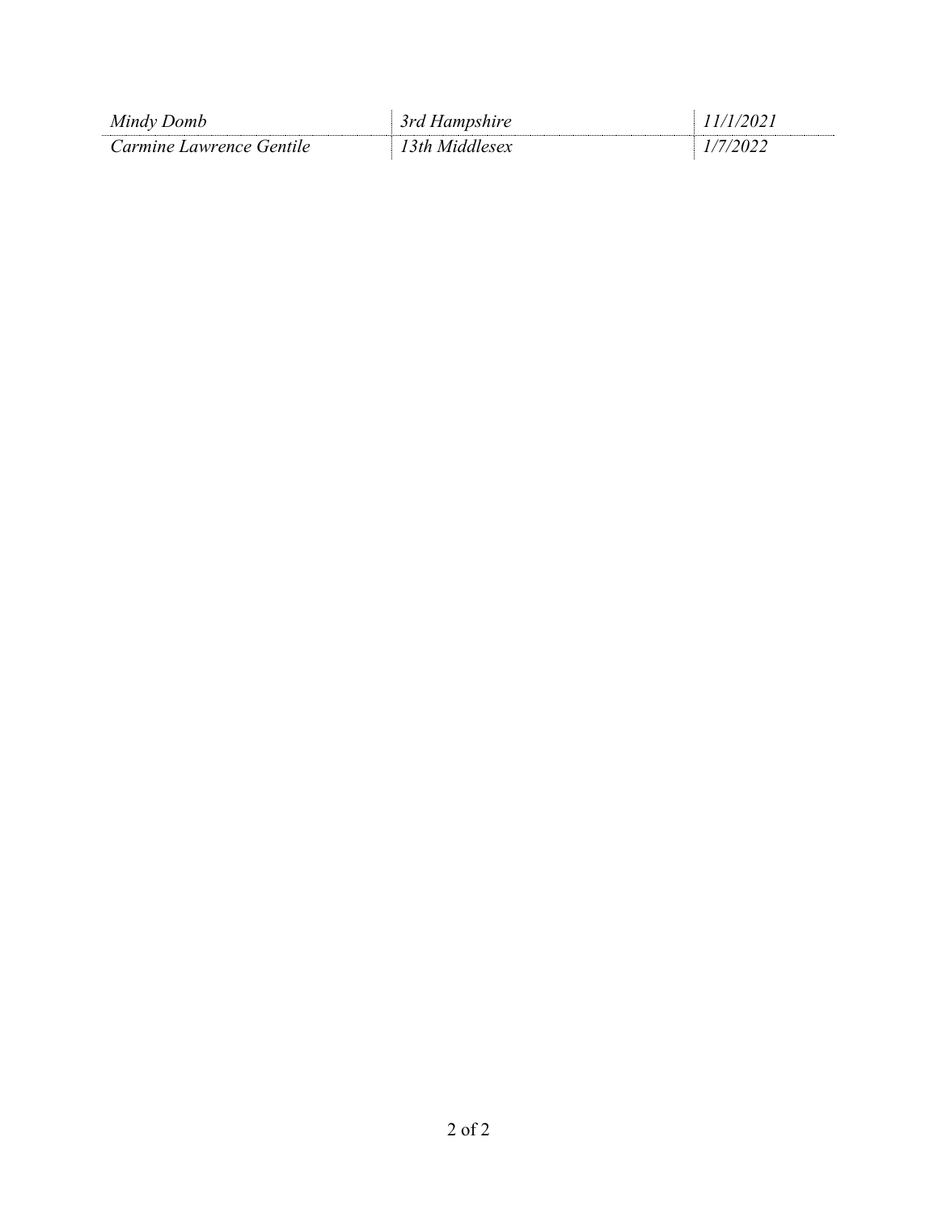| | | |
|---|---|---|
| *Mindy Domb* | *3rd Hampshire* | *11/1/2021* |
| *Carmine Lawrence Gentile* | *13th Middlesex* | *1/7/2022* |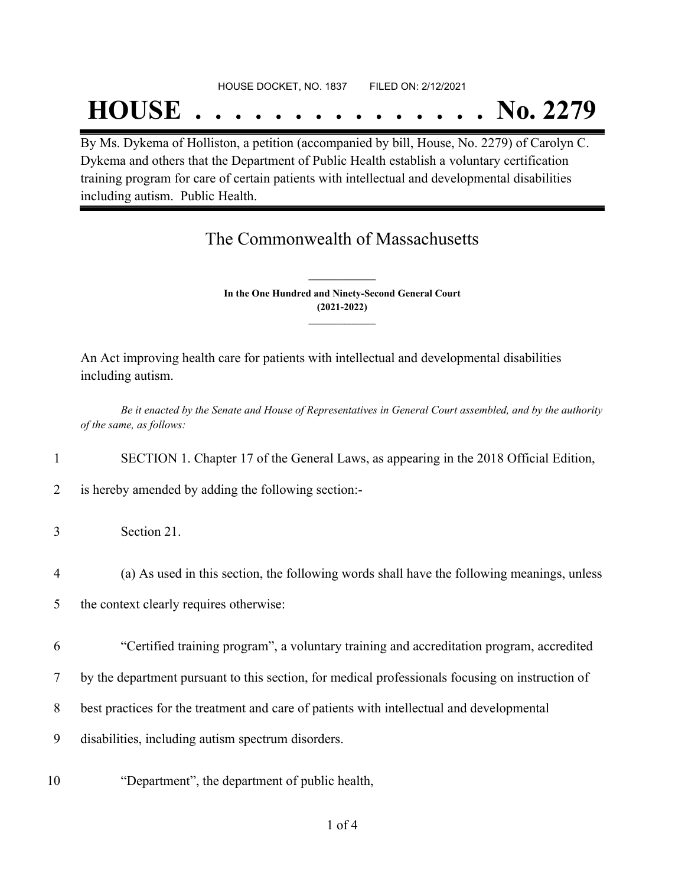HOUSE DOCKET, NO. 1837 FILED ON: 2/12/2021

# HOUSE . . . . . . . . . . . . . . . No. 2279

By Ms. Dykema of Holliston, a petition (accompanied by bill, House, No. 2279) of Carolyn C. Dykema and others that the Department of Public Health establish a voluntary certification training program for care of certain patients with intellectual and developmental disabilities including autism. Public Health.

## The Commonwealth of Massachusetts

**In the One Hundred and Ninety-Second General Court**
**(2021-2022)**

An Act improving health care for patients with intellectual and developmental disabilities including autism.

*Be it enacted by the Senate and House of Representatives in General Court assembled, and by the authority of the same, as follows:*

1 SECTION 1. Chapter 17 of the General Laws, as appearing in the 2018 Official Edition,
2 is hereby amended by adding the following section:-

3 Section 21.

4 (a) As used in this section, the following words shall have the following meanings, unless
5 the context clearly requires otherwise:

6 "Certified training program", a voluntary training and accreditation program, accredited
7 by the department pursuant to this section, for medical professionals focusing on instruction of
8 best practices for the treatment and care of patients with intellectual and developmental
9 disabilities, including autism spectrum disorders.

10 "Department", the department of public health,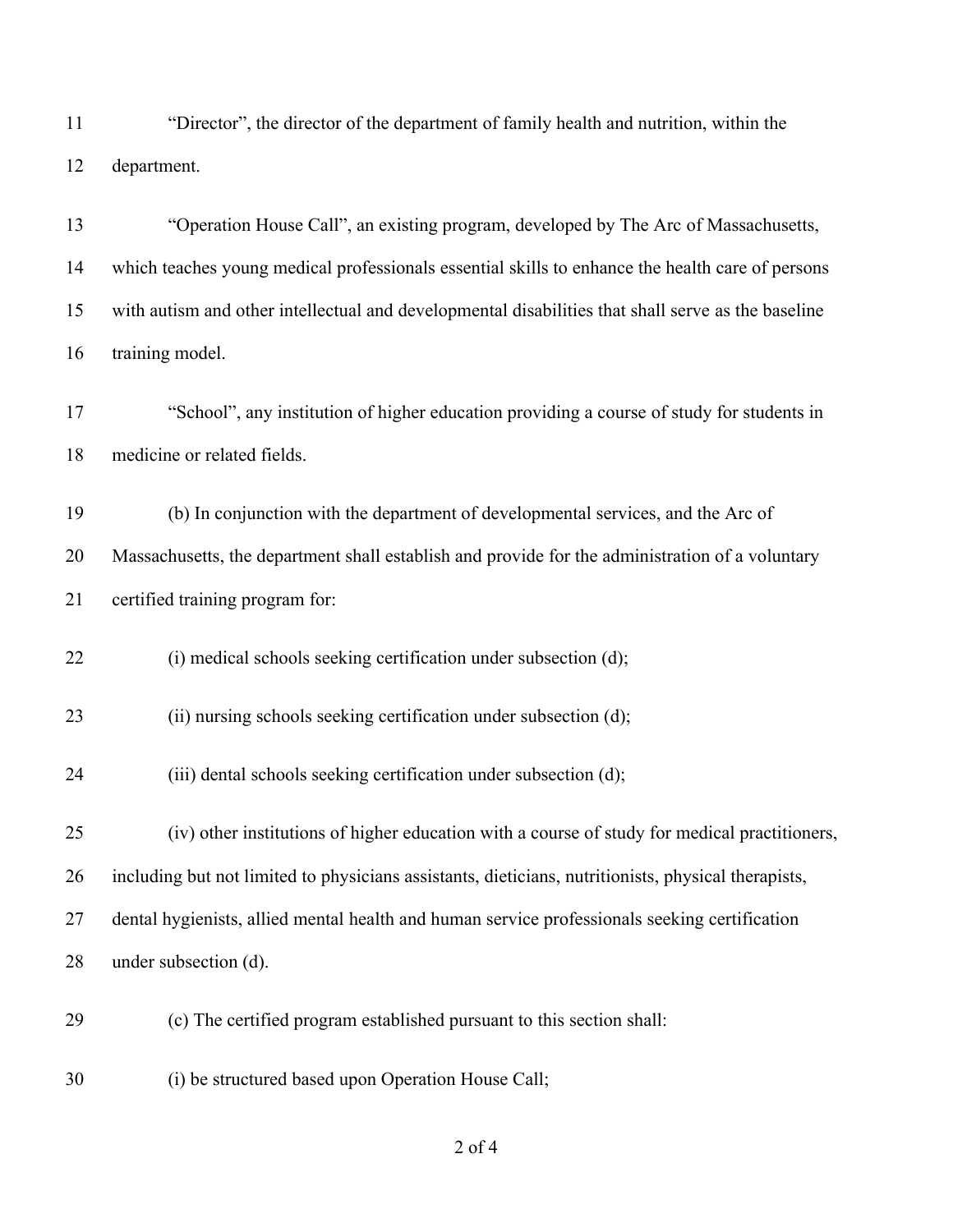"Director", the director of the department of family health and nutrition, within the department.

"Operation House Call", an existing program, developed by The Arc of Massachusetts, which teaches young medical professionals essential skills to enhance the health care of persons with autism and other intellectual and developmental disabilities that shall serve as the baseline training model.

"School", any institution of higher education providing a course of study for students in medicine or related fields.

(b) In conjunction with the department of developmental services, and the Arc of Massachusetts, the department shall establish and provide for the administration of a voluntary certified training program for:

(i) medical schools seeking certification under subsection (d);

(ii) nursing schools seeking certification under subsection (d);

(iii) dental schools seeking certification under subsection (d);

(iv) other institutions of higher education with a course of study for medical practitioners, including but not limited to physicians assistants, dieticians, nutritionists, physical therapists, dental hygienists, allied mental health and human service professionals seeking certification under subsection (d).

(c) The certified program established pursuant to this section shall:

(i) be structured based upon Operation House Call;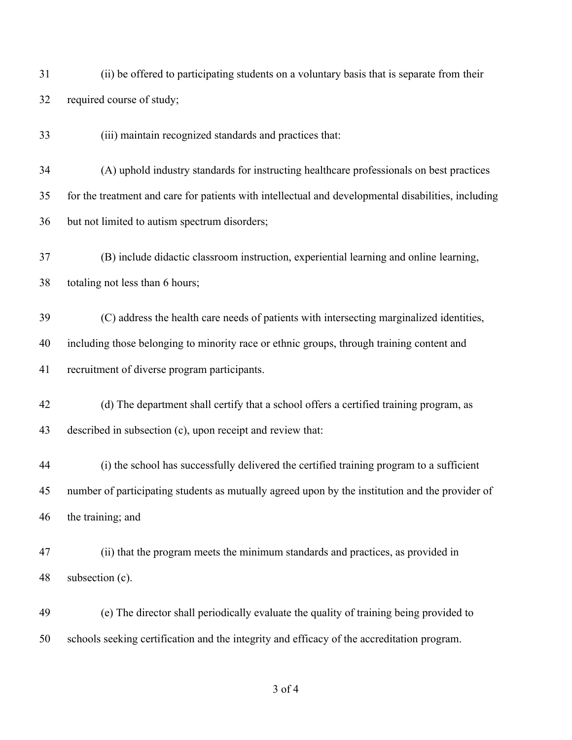31 (ii) be offered to participating students on a voluntary basis that is separate from their
32 required course of study;

33 (iii) maintain recognized standards and practices that:

34 (A) uphold industry standards for instructing healthcare professionals on best practices
35 for the treatment and care for patients with intellectual and developmental disabilities, including
36 but not limited to autism spectrum disorders;

37 (B) include didactic classroom instruction, experiential learning and online learning,
38 totaling not less than 6 hours;

39 (C) address the health care needs of patients with intersecting marginalized identities,
40 including those belonging to minority race or ethnic groups, through training content and
41 recruitment of diverse program participants.

42 (d) The department shall certify that a school offers a certified training program, as
43 described in subsection (c), upon receipt and review that:

44 (i) the school has successfully delivered the certified training program to a sufficient
45 number of participating students as mutually agreed upon by the institution and the provider of
46 the training; and

47 (ii) that the program meets the minimum standards and practices, as provided in
48 subsection (c).

49 (e) The director shall periodically evaluate the quality of training being provided to
50 schools seeking certification and the integrity and efficacy of the accreditation program.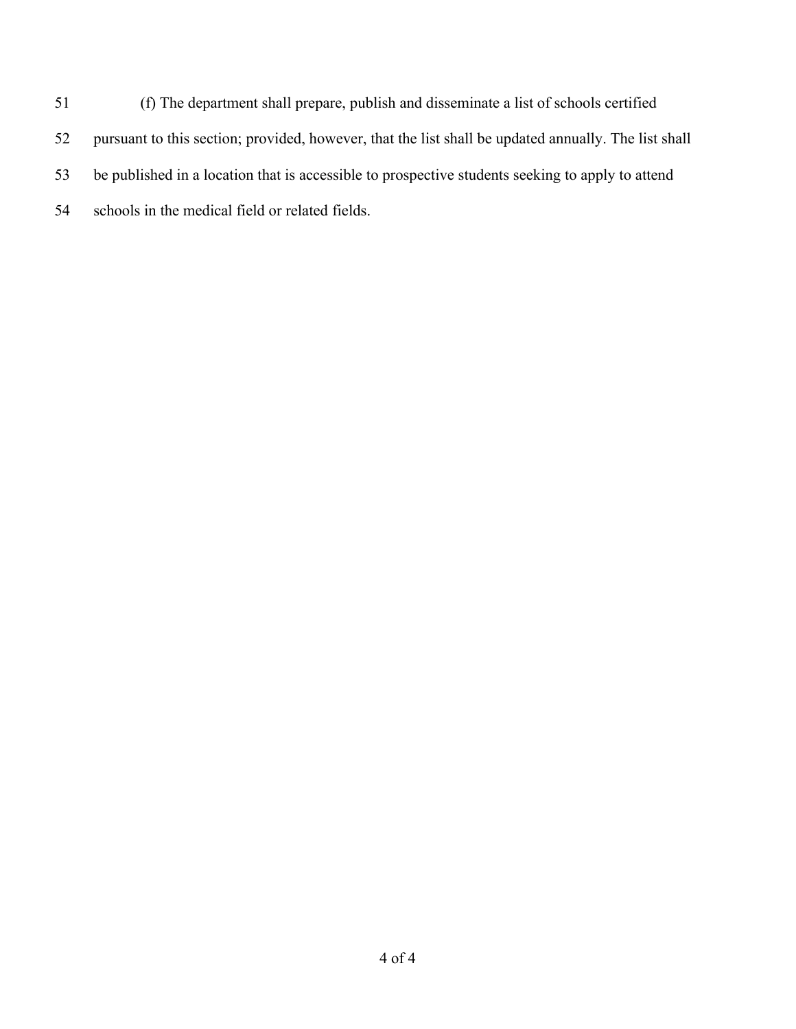(f) The department shall prepare, publish and disseminate a list of schools certified pursuant to this section; provided, however, that the list shall be updated annually. The list shall be published in a location that is accessible to prospective students seeking to apply to attend schools in the medical field or related fields.